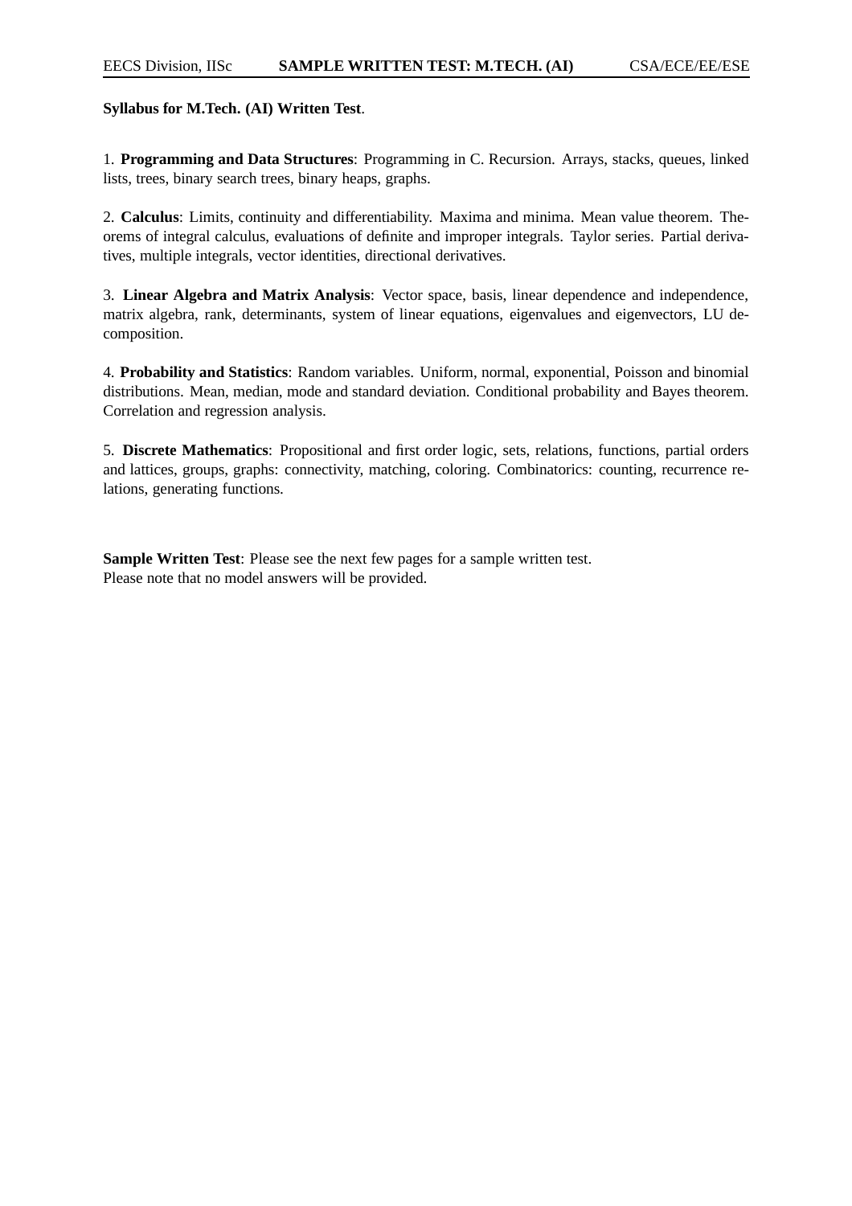**Syllabus for M.Tech. (AI) Written Test**.

1. **Programming and Data Structures**: Programming in C. Recursion. Arrays, stacks, queues, linked lists, trees, binary search trees, binary heaps, graphs.

2. **Calculus**: Limits, continuity and differentiability. Maxima and minima. Mean value theorem. Theorems of integral calculus, evaluations of definite and improper integrals. Taylor series. Partial derivatives, multiple integrals, vector identities, directional derivatives.

3. **Linear Algebra and Matrix Analysis**: Vector space, basis, linear dependence and independence, matrix algebra, rank, determinants, system of linear equations, eigenvalues and eigenvectors, LU decomposition.

4. **Probability and Statistics**: Random variables. Uniform, normal, exponential, Poisson and binomial distributions. Mean, median, mode and standard deviation. Conditional probability and Bayes theorem. Correlation and regression analysis.

5. **Discrete Mathematics**: Propositional and first order logic, sets, relations, functions, partial orders and lattices, groups, graphs: connectivity, matching, coloring. Combinatorics: counting, recurrence relations, generating functions.

**Sample Written Test**: Please see the next few pages for a sample written test.
Please note that no model answers will be provided.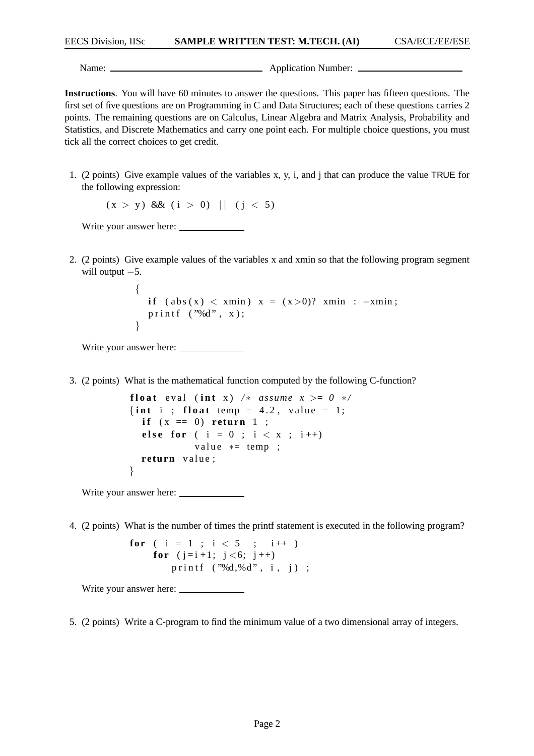Name: ______________________ Application Number: ____________________

**Instructions**. You will have 60 minutes to answer the questions. This paper has fifteen questions. The first set of five questions are on Programming in C and Data Structures; each of these questions carries 2 points. The remaining questions are on Calculus, Linear Algebra and Matrix Analysis, Probability and Statistics, and Discrete Mathematics and carry one point each. For multiple choice questions, you must tick all the correct choices to get credit.

1. (2 points) Give example values of the variables x, y, i, and j that can produce the value TRUE for the following expression:

   ```
   (x > y) && (i > 0) || (j < 5)
   ```

   Write your answer here: __________

2. (2 points) Give example values of the variables x and xmin so that the following program segment will output $-5$.

   ```
   {
      if (abs(x) < xmin) x = (x>0)? xmin : -xmin;
      printf ("%d", x);
   }
   ```

   Write your answer here: __________

3. (2 points) What is the mathematical function computed by the following C-function?

   ```
   float eval (int x) /* assume x >= 0 */
   {int i ; float temp = 4.2, value = 1;
     if (x == 0) return 1 ;
     else for ( i = 0 ; i < x ; i++)
             value *= temp ;
     return value;
   }
   ```

   Write your answer here: __________

4. (2 points) What is the number of times the printf statement is executed in the following program?

   ```
   for ( i = 1 ; i < 5  ;  i++ )
       for (j=i+1; j<6; j++)
           printf ("%d,%d", i, j) ;
   ```

   Write your answer here: __________

5. (2 points) Write a C-program to find the minimum value of a two dimensional array of integers.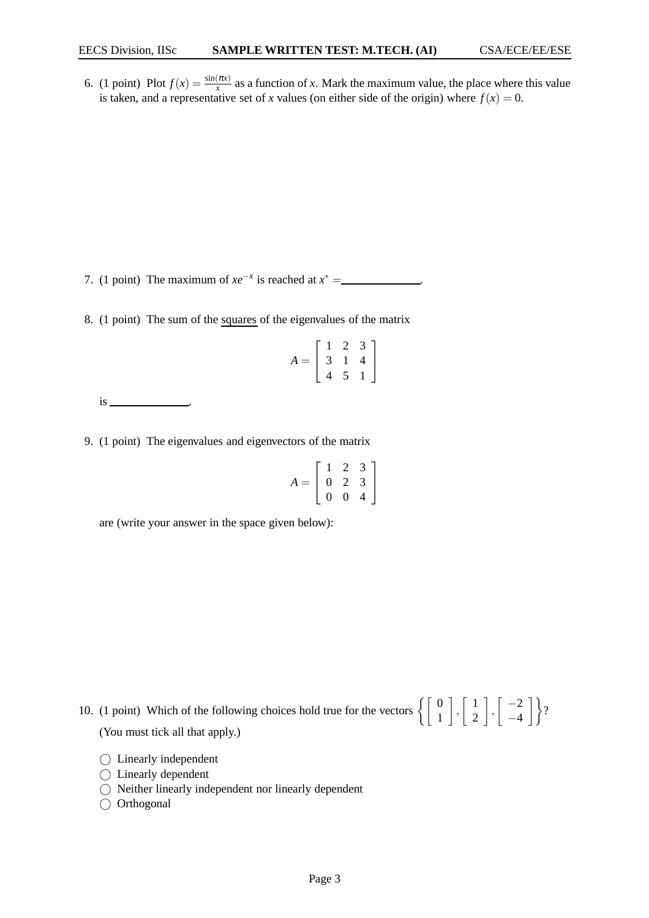6. (1 point) Plot $f(x) = \frac{\sin(\pi x)}{x}$ as a function of $x$. Mark the maximum value, the place where this value is taken, and a representative set of $x$ values (on either side of the origin) where $f(x) = 0$.

7. (1 point) The maximum of $xe^{-x}$ is reached at $x^* =$ \_\_\_\_\_\_\_\_\_\_\_\_.

8. (1 point) The sum of the squares of the eigenvalues of the matrix

$$A = \begin{bmatrix} 1 & 2 & 3 \\ 3 & 1 & 4 \\ 4 & 5 & 1 \end{bmatrix}$$

is \_\_\_\_\_\_\_\_\_\_\_\_.

9. (1 point) The eigenvalues and eigenvectors of the matrix

$$A = \begin{bmatrix} 1 & 2 & 3 \\ 0 & 2 & 3 \\ 0 & 0 & 4 \end{bmatrix}$$

are (write your answer in the space given below):

10. (1 point) Which of the following choices hold true for the vectors $\left\{ \begin{bmatrix} 0 \\ 1 \end{bmatrix}, \begin{bmatrix} 1 \\ 2 \end{bmatrix}, \begin{bmatrix} -2 \\ -4 \end{bmatrix} \right\}$? (You must tick all that apply.)

- ◯ Linearly independent
- ◯ Linearly dependent
- ◯ Neither linearly independent nor linearly dependent
- ◯ Orthogonal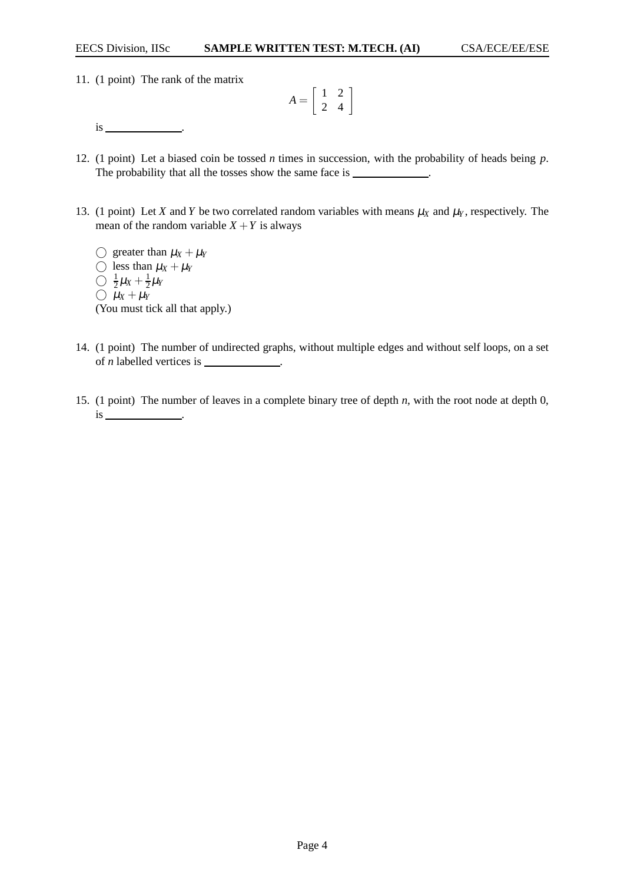11. (1 point) The rank of the matrix

$$A = \begin{bmatrix} 1 & 2 \\ 2 & 4 \end{bmatrix}$$

is ______________.

12. (1 point) Let a biased coin be tossed $n$ times in succession, with the probability of heads being $p$. The probability that all the tosses show the same face is ______________.

13. (1 point) Let $X$ and $Y$ be two correlated random variables with means $\mu_X$ and $\mu_Y$, respectively. The mean of the random variable $X + Y$ is always

    ◯ greater than $\mu_X + \mu_Y$
    ◯ less than $\mu_X + \mu_Y$
    ◯ $\frac{1}{2}\mu_X + \frac{1}{2}\mu_Y$
    ◯ $\mu_X + \mu_Y$
    (You must tick all that apply.)

14. (1 point) The number of undirected graphs, without multiple edges and without self loops, on a set of $n$ labelled vertices is ______________.

15. (1 point) The number of leaves in a complete binary tree of depth $n$, with the root node at depth 0, is ______________.